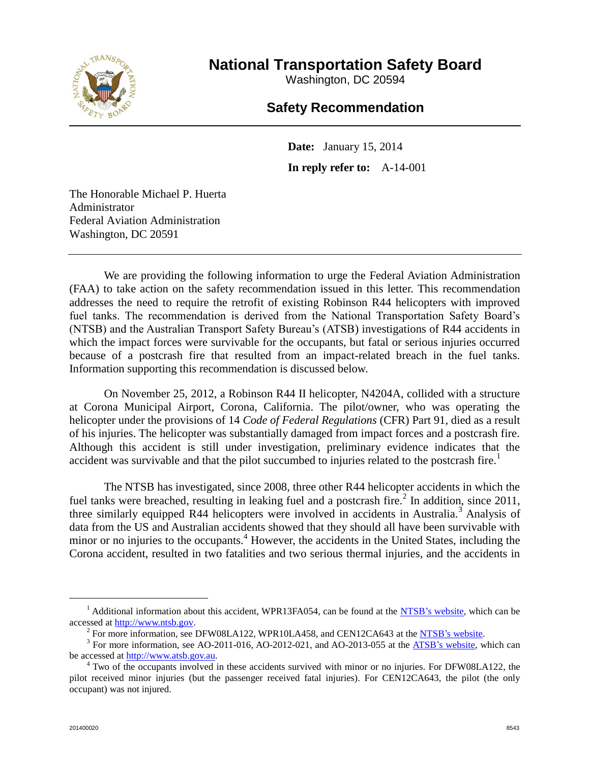# National Transportation Safety Board

Washington, DC 20594

## Safety Recommendation

**Date:** January 15, 2014

**In reply refer to:** A-14-001

The Honorable Michael P. Huerta
Administrator
Federal Aviation Administration
Washington, DC 20591

---

We are providing the following information to urge the Federal Aviation Administration (FAA) to take action on the safety recommendation issued in this letter. This recommendation addresses the need to require the retrofit of existing Robinson R44 helicopters with improved fuel tanks. The recommendation is derived from the National Transportation Safety Board's (NTSB) and the Australian Transport Safety Bureau's (ATSB) investigations of R44 accidents in which the impact forces were survivable for the occupants, but fatal or serious injuries occurred because of a postcrash fire that resulted from an impact-related breach in the fuel tanks. Information supporting this recommendation is discussed below.

On November 25, 2012, a Robinson R44 II helicopter, N4204A, collided with a structure at Corona Municipal Airport, Corona, California. The pilot/owner, who was operating the helicopter under the provisions of 14 *Code of Federal Regulations* (CFR) Part 91, died as a result of his injuries. The helicopter was substantially damaged from impact forces and a postcrash fire. Although this accident is still under investigation, preliminary evidence indicates that the accident was survivable and that the pilot succumbed to injuries related to the postcrash fire.[1]

The NTSB has investigated, since 2008, three other R44 helicopter accidents in which the fuel tanks were breached, resulting in leaking fuel and a postcrash fire.[2] In addition, since 2011, three similarly equipped R44 helicopters were involved in accidents in Australia.[3] Analysis of data from the US and Australian accidents showed that they should all have been survivable with minor or no injuries to the occupants.[4] However, the accidents in the United States, including the Corona accident, resulted in two fatalities and two serious thermal injuries, and the accidents in

---

[1] Additional information about this accident, WPR13FA054, can be found at the NTSB's website, which can be accessed at http://www.ntsb.gov.

[2] For more information, see DFW08LA122, WPR10LA458, and CEN12CA643 at the NTSB's website.

[3] For more information, see AO-2011-016, AO-2012-021, and AO-2013-055 at the ATSB's website, which can be accessed at http://www.atsb.gov.au.

[4] Two of the occupants involved in these accidents survived with minor or no injuries. For DFW08LA122, the pilot received minor injuries (but the passenger received fatal injuries). For CEN12CA643, the pilot (the only occupant) was not injured.

201400020 8543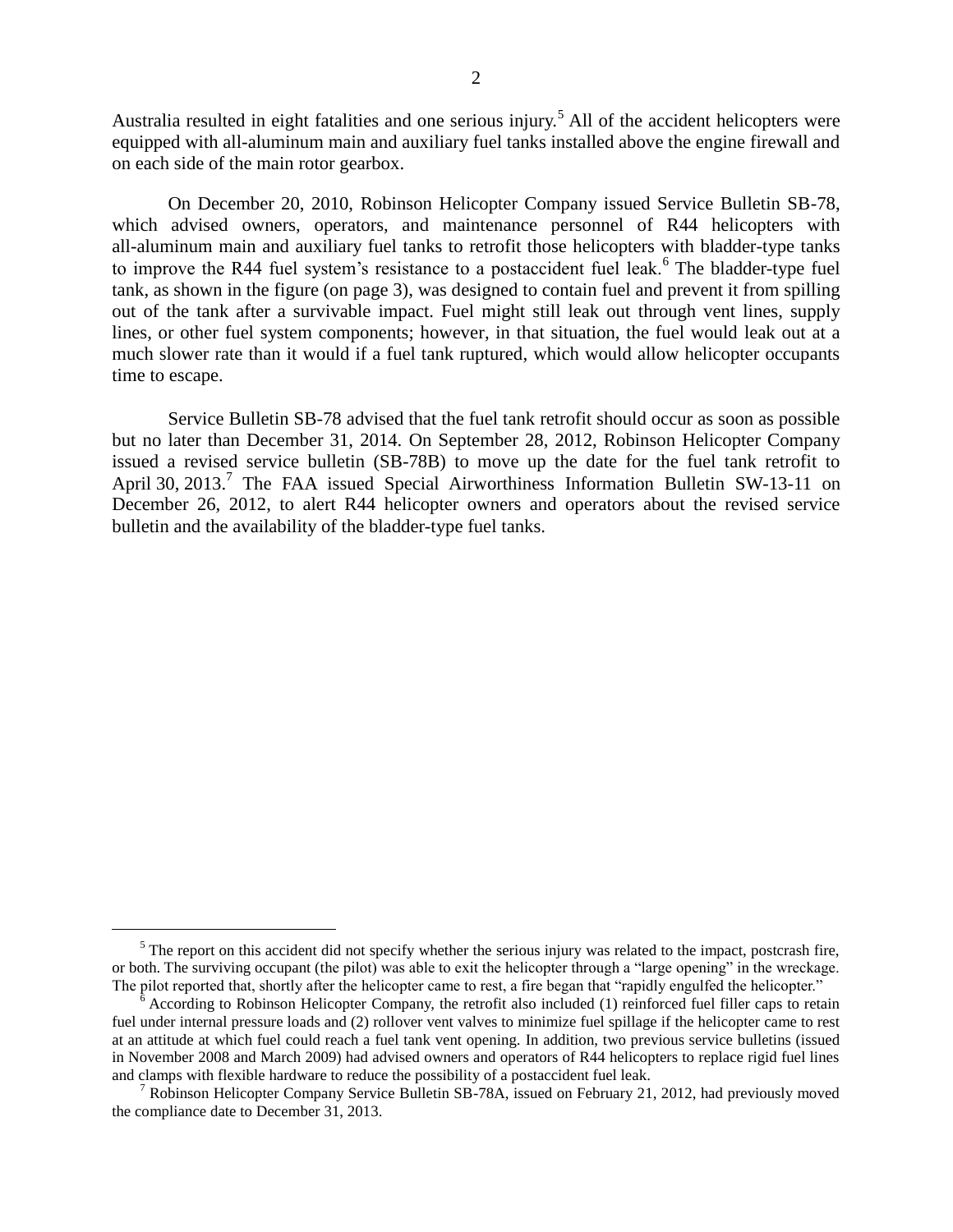Australia resulted in eight fatalities and one serious injury.[5] All of the accident helicopters were equipped with all-aluminum main and auxiliary fuel tanks installed above the engine firewall and on each side of the main rotor gearbox.

On December 20, 2010, Robinson Helicopter Company issued Service Bulletin SB-78, which advised owners, operators, and maintenance personnel of R44 helicopters with all-aluminum main and auxiliary fuel tanks to retrofit those helicopters with bladder-type tanks to improve the R44 fuel system's resistance to a postaccident fuel leak.[6] The bladder-type fuel tank, as shown in the figure (on page 3), was designed to contain fuel and prevent it from spilling out of the tank after a survivable impact. Fuel might still leak out through vent lines, supply lines, or other fuel system components; however, in that situation, the fuel would leak out at a much slower rate than it would if a fuel tank ruptured, which would allow helicopter occupants time to escape.

Service Bulletin SB-78 advised that the fuel tank retrofit should occur as soon as possible but no later than December 31, 2014. On September 28, 2012, Robinson Helicopter Company issued a revised service bulletin (SB-78B) to move up the date for the fuel tank retrofit to April 30, 2013.[7] The FAA issued Special Airworthiness Information Bulletin SW-13-11 on December 26, 2012, to alert R44 helicopter owners and operators about the revised service bulletin and the availability of the bladder-type fuel tanks.

---

[5] The report on this accident did not specify whether the serious injury was related to the impact, postcrash fire, or both. The surviving occupant (the pilot) was able to exit the helicopter through a "large opening" in the wreckage. The pilot reported that, shortly after the helicopter came to rest, a fire began that "rapidly engulfed the helicopter."

[6] According to Robinson Helicopter Company, the retrofit also included (1) reinforced fuel filler caps to retain fuel under internal pressure loads and (2) rollover vent valves to minimize fuel spillage if the helicopter came to rest at an attitude at which fuel could reach a fuel tank vent opening. In addition, two previous service bulletins (issued in November 2008 and March 2009) had advised owners and operators of R44 helicopters to replace rigid fuel lines and clamps with flexible hardware to reduce the possibility of a postaccident fuel leak.

[7] Robinson Helicopter Company Service Bulletin SB-78A, issued on February 21, 2012, had previously moved the compliance date to December 31, 2013.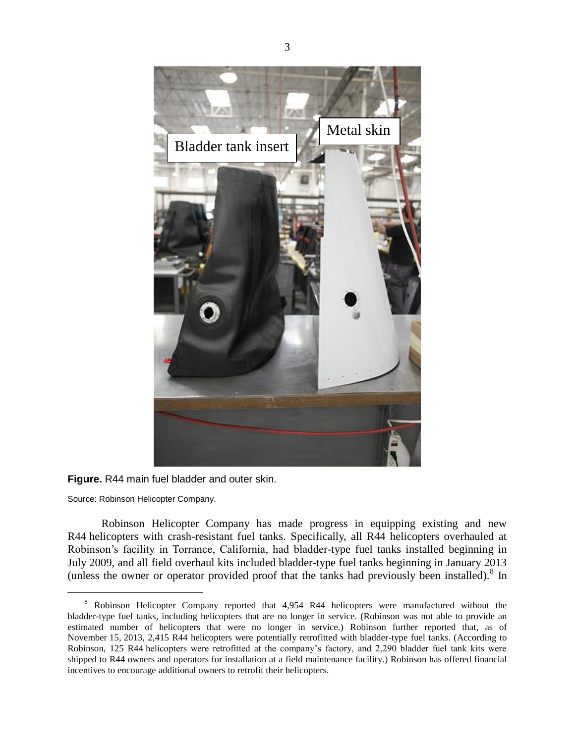**Figure.** R44 main fuel bladder and outer skin.

Source: Robinson Helicopter Company.

Robinson Helicopter Company has made progress in equipping existing and new R44 helicopters with crash-resistant fuel tanks. Specifically, all R44 helicopters overhauled at Robinson's facility in Torrance, California, had bladder-type fuel tanks installed beginning in July 2009, and all field overhaul kits included bladder-type fuel tanks beginning in January 2013 (unless the owner or operator provided proof that the tanks had previously been installed).[8] In

[8] Robinson Helicopter Company reported that 4,954 R44 helicopters were manufactured without the bladder-type fuel tanks, including helicopters that are no longer in service. (Robinson was not able to provide an estimated number of helicopters that were no longer in service.) Robinson further reported that, as of November 15, 2013, 2,415 R44 helicopters were potentially retrofitted with bladder-type fuel tanks. (According to Robinson, 125 R44 helicopters were retrofitted at the company's factory, and 2,290 bladder fuel tank kits were shipped to R44 owners and operators for installation at a field maintenance facility.) Robinson has offered financial incentives to encourage additional owners to retrofit their helicopters.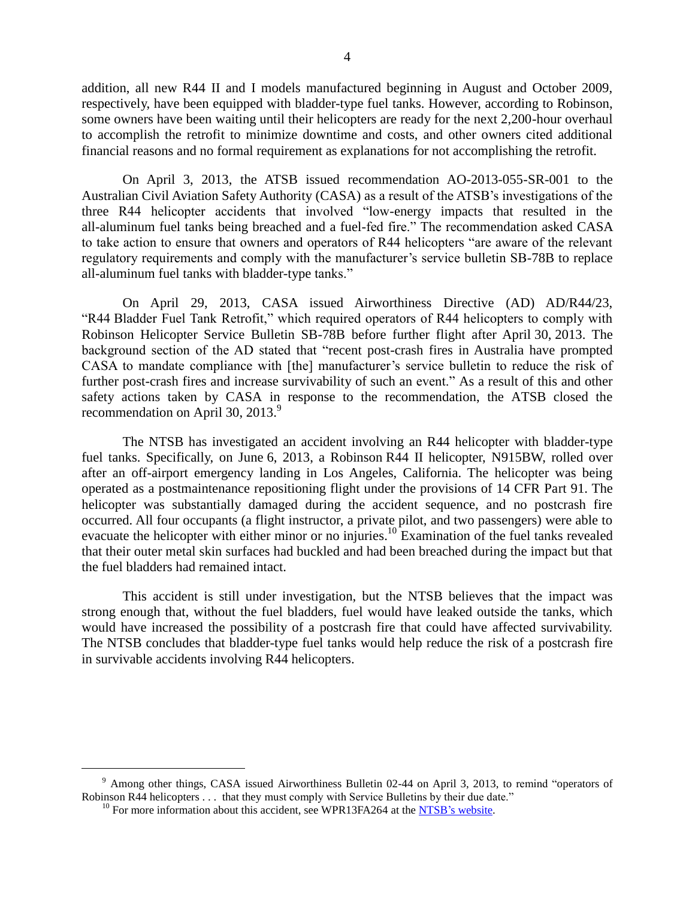addition, all new R44 II and I models manufactured beginning in August and October 2009, respectively, have been equipped with bladder-type fuel tanks. However, according to Robinson, some owners have been waiting until their helicopters are ready for the next 2,200-hour overhaul to accomplish the retrofit to minimize downtime and costs, and other owners cited additional financial reasons and no formal requirement as explanations for not accomplishing the retrofit.

On April 3, 2013, the ATSB issued recommendation AO-2013-055-SR-001 to the Australian Civil Aviation Safety Authority (CASA) as a result of the ATSB's investigations of the three R44 helicopter accidents that involved "low-energy impacts that resulted in the all-aluminum fuel tanks being breached and a fuel-fed fire." The recommendation asked CASA to take action to ensure that owners and operators of R44 helicopters "are aware of the relevant regulatory requirements and comply with the manufacturer's service bulletin SB-78B to replace all-aluminum fuel tanks with bladder-type tanks."

On April 29, 2013, CASA issued Airworthiness Directive (AD) AD/R44/23, "R44 Bladder Fuel Tank Retrofit," which required operators of R44 helicopters to comply with Robinson Helicopter Service Bulletin SB-78B before further flight after April 30, 2013. The background section of the AD stated that "recent post-crash fires in Australia have prompted CASA to mandate compliance with [the] manufacturer's service bulletin to reduce the risk of further post-crash fires and increase survivability of such an event." As a result of this and other safety actions taken by CASA in response to the recommendation, the ATSB closed the recommendation on April 30, 2013.[9]

The NTSB has investigated an accident involving an R44 helicopter with bladder-type fuel tanks. Specifically, on June 6, 2013, a Robinson R44 II helicopter, N915BW, rolled over after an off-airport emergency landing in Los Angeles, California. The helicopter was being operated as a postmaintenance repositioning flight under the provisions of 14 CFR Part 91. The helicopter was substantially damaged during the accident sequence, and no postcrash fire occurred. All four occupants (a flight instructor, a private pilot, and two passengers) were able to evacuate the helicopter with either minor or no injuries.[10] Examination of the fuel tanks revealed that their outer metal skin surfaces had buckled and had been breached during the impact but that the fuel bladders had remained intact.

This accident is still under investigation, but the NTSB believes that the impact was strong enough that, without the fuel bladders, fuel would have leaked outside the tanks, which would have increased the possibility of a postcrash fire that could have affected survivability. The NTSB concludes that bladder-type fuel tanks would help reduce the risk of a postcrash fire in survivable accidents involving R44 helicopters.

---

[9] Among other things, CASA issued Airworthiness Bulletin 02-44 on April 3, 2013, to remind "operators of Robinson R44 helicopters . . . that they must comply with Service Bulletins by their due date."

[10] For more information about this accident, see WPR13FA264 at the NTSB's website.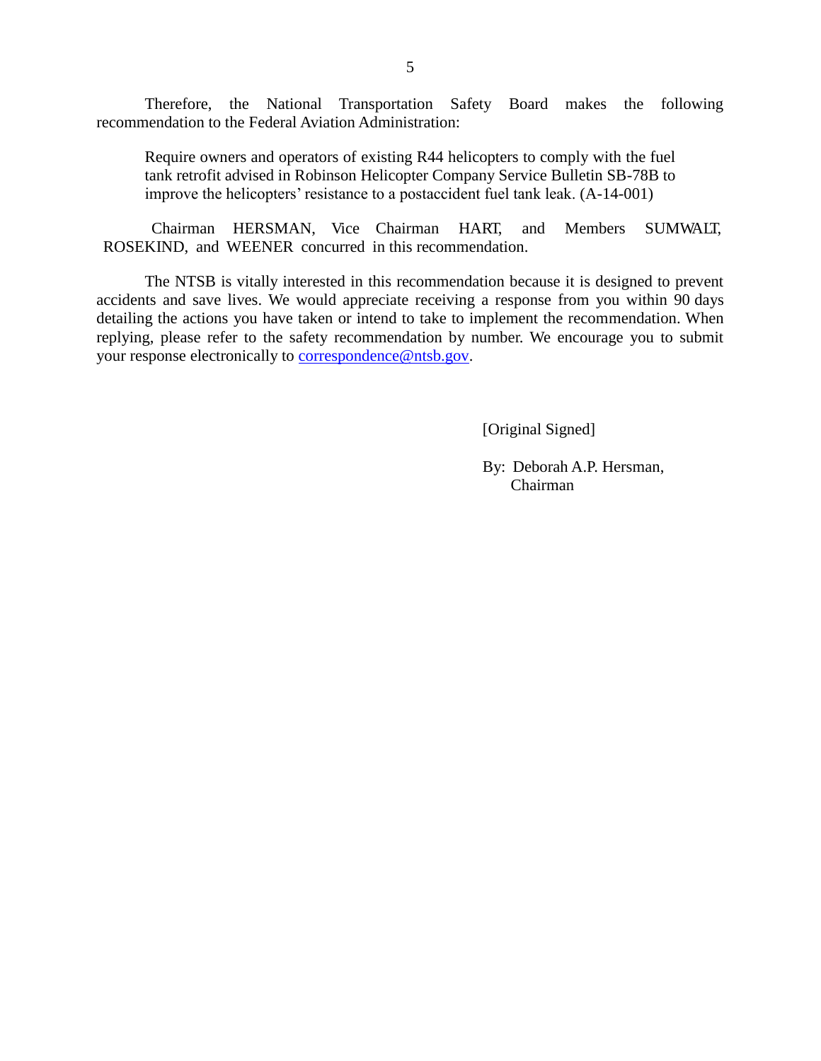Therefore, the National Transportation Safety Board makes the following recommendation to the Federal Aviation Administration:

> Require owners and operators of existing R44 helicopters to comply with the fuel tank retrofit advised in Robinson Helicopter Company Service Bulletin SB-78B to improve the helicopters' resistance to a postaccident fuel tank leak. (A-14-001)

Chairman HERSMAN, Vice Chairman HART, and Members SUMWALT, ROSEKIND, and WEENER concurred in this recommendation.

The NTSB is vitally interested in this recommendation because it is designed to prevent accidents and save lives. We would appreciate receiving a response from you within 90 days detailing the actions you have taken or intend to take to implement the recommendation. When replying, please refer to the safety recommendation by number. We encourage you to submit your response electronically to correspondence@ntsb.gov.

[Original Signed]

By: Deborah A.P. Hersman,
Chairman